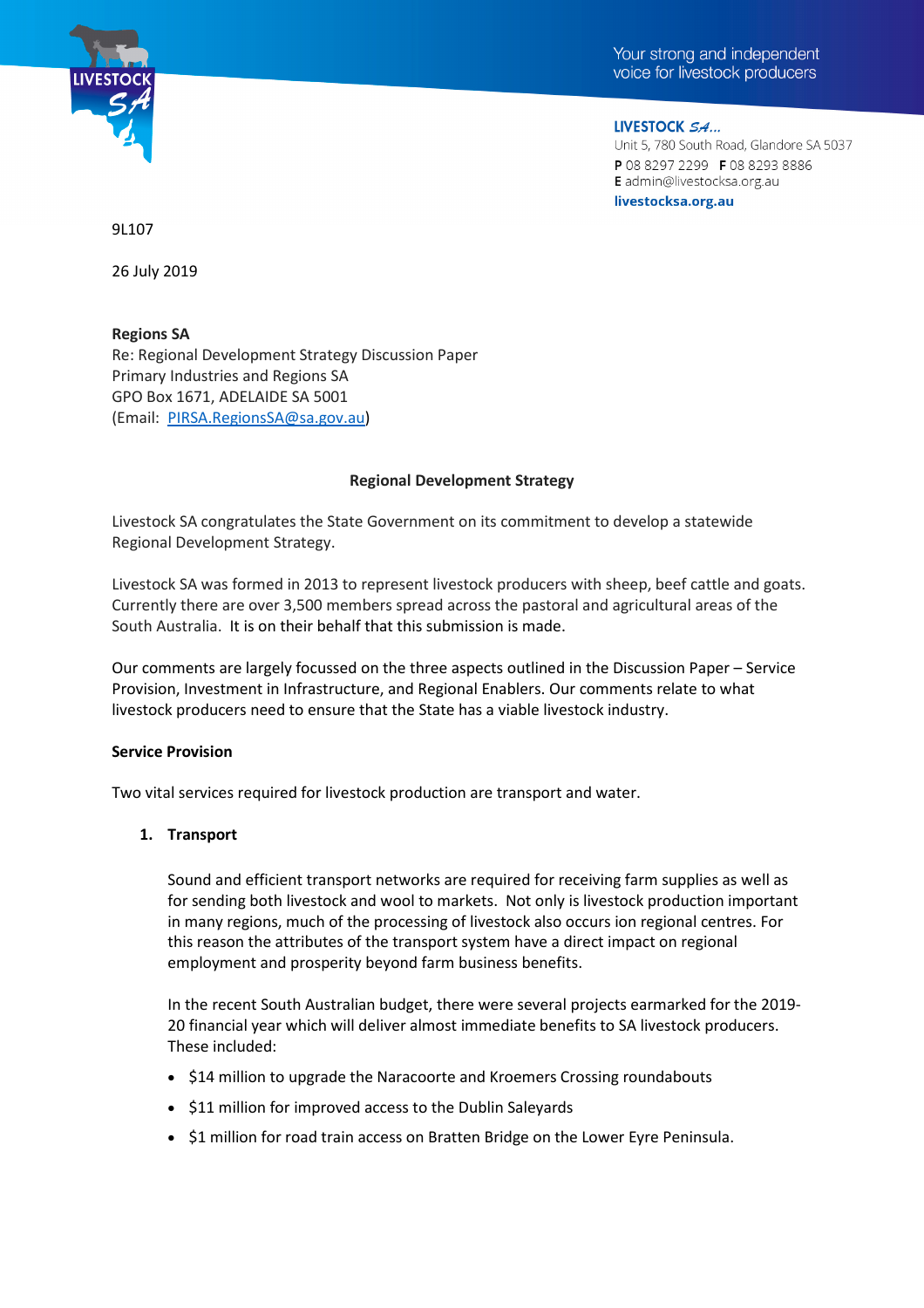Your strong and independent voice for livestock producers

**LIVESTOCK SA**
Unit 5, 780 South Road, Glandore SA 5037
**P** 08 8297 2299 **F** 08 8293 8886
**E** admin@livestocksa.org.au
**livestocksa.org.au**

9L107

26 July 2019

**Regions SA**
Re: Regional Development Strategy Discussion Paper
Primary Industries and Regions SA
GPO Box 1671, ADELAIDE SA 5001
(Email: PIRSA.RegionsSA@sa.gov.au)

**Regional Development Strategy**

Livestock SA congratulates the State Government on its commitment to develop a statewide Regional Development Strategy.

Livestock SA was formed in 2013 to represent livestock producers with sheep, beef cattle and goats. Currently there are over 3,500 members spread across the pastoral and agricultural areas of the South Australia. It is on their behalf that this submission is made.

Our comments are largely focussed on the three aspects outlined in the Discussion Paper – Service Provision, Investment in Infrastructure, and Regional Enablers. Our comments relate to what livestock producers need to ensure that the State has a viable livestock industry.

**Service Provision**

Two vital services required for livestock production are transport and water.

1. **Transport**

   Sound and efficient transport networks are required for receiving farm supplies as well as for sending both livestock and wool to markets. Not only is livestock production important in many regions, much of the processing of livestock also occurs ion regional centres. For this reason the attributes of the transport system have a direct impact on regional employment and prosperity beyond farm business benefits.

   In the recent South Australian budget, there were several projects earmarked for the 2019-20 financial year which will deliver almost immediate benefits to SA livestock producers. These included:

   - $14 million to upgrade the Naracoorte and Kroemers Crossing roundabouts
   - $11 million for improved access to the Dublin Saleyards
   - $1 million for road train access on Bratten Bridge on the Lower Eyre Peninsula.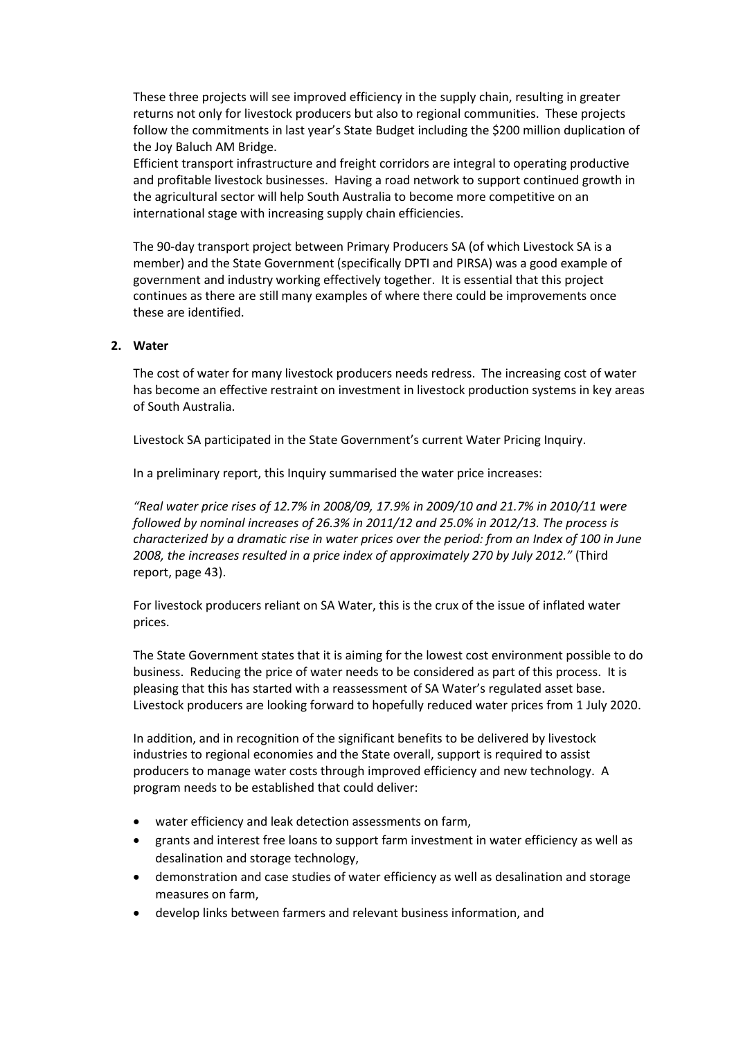These three projects will see improved efficiency in the supply chain, resulting in greater returns not only for livestock producers but also to regional communities. These projects follow the commitments in last year's State Budget including the $200 million duplication of the Joy Baluch AM Bridge.

Efficient transport infrastructure and freight corridors are integral to operating productive and profitable livestock businesses. Having a road network to support continued growth in the agricultural sector will help South Australia to become more competitive on an international stage with increasing supply chain efficiencies.

The 90-day transport project between Primary Producers SA (of which Livestock SA is a member) and the State Government (specifically DPTI and PIRSA) was a good example of government and industry working effectively together. It is essential that this project continues as there are still many examples of where there could be improvements once these are identified.

**2. Water**

The cost of water for many livestock producers needs redress. The increasing cost of water has become an effective restraint on investment in livestock production systems in key areas of South Australia.

Livestock SA participated in the State Government's current Water Pricing Inquiry.

In a preliminary report, this Inquiry summarised the water price increases:

*"Real water price rises of 12.7% in 2008/09, 17.9% in 2009/10 and 21.7% in 2010/11 were followed by nominal increases of 26.3% in 2011/12 and 25.0% in 2012/13. The process is characterized by a dramatic rise in water prices over the period: from an Index of 100 in June 2008, the increases resulted in a price index of approximately 270 by July 2012."* (Third report, page 43).

For livestock producers reliant on SA Water, this is the crux of the issue of inflated water prices.

The State Government states that it is aiming for the lowest cost environment possible to do business. Reducing the price of water needs to be considered as part of this process. It is pleasing that this has started with a reassessment of SA Water's regulated asset base. Livestock producers are looking forward to hopefully reduced water prices from 1 July 2020.

In addition, and in recognition of the significant benefits to be delivered by livestock industries to regional economies and the State overall, support is required to assist producers to manage water costs through improved efficiency and new technology. A program needs to be established that could deliver:

- water efficiency and leak detection assessments on farm,
- grants and interest free loans to support farm investment in water efficiency as well as desalination and storage technology,
- demonstration and case studies of water efficiency as well as desalination and storage measures on farm,
- develop links between farmers and relevant business information, and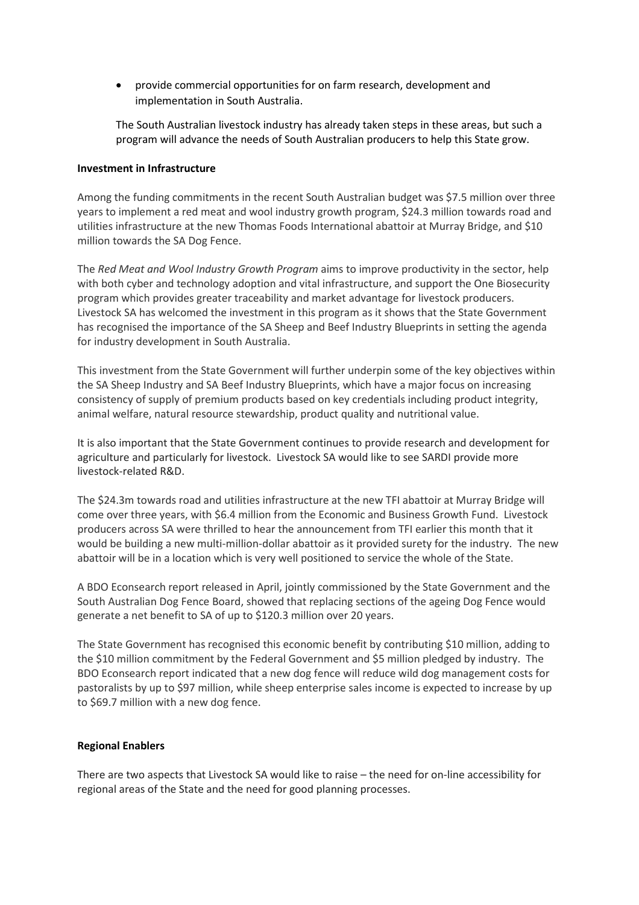- provide commercial opportunities for on farm research, development and implementation in South Australia.

The South Australian livestock industry has already taken steps in these areas, but such a program will advance the needs of South Australian producers to help this State grow.

**Investment in Infrastructure**

Among the funding commitments in the recent South Australian budget was $7.5 million over three years to implement a red meat and wool industry growth program, $24.3 million towards road and utilities infrastructure at the new Thomas Foods International abattoir at Murray Bridge, and $10 million towards the SA Dog Fence.

The *Red Meat and Wool Industry Growth Program* aims to improve productivity in the sector, help with both cyber and technology adoption and vital infrastructure, and support the One Biosecurity program which provides greater traceability and market advantage for livestock producers. Livestock SA has welcomed the investment in this program as it shows that the State Government has recognised the importance of the SA Sheep and Beef Industry Blueprints in setting the agenda for industry development in South Australia.

This investment from the State Government will further underpin some of the key objectives within the SA Sheep Industry and SA Beef Industry Blueprints, which have a major focus on increasing consistency of supply of premium products based on key credentials including product integrity, animal welfare, natural resource stewardship, product quality and nutritional value.

It is also important that the State Government continues to provide research and development for agriculture and particularly for livestock. Livestock SA would like to see SARDI provide more livestock-related R&D.

The $24.3m towards road and utilities infrastructure at the new TFI abattoir at Murray Bridge will come over three years, with $6.4 million from the Economic and Business Growth Fund. Livestock producers across SA were thrilled to hear the announcement from TFI earlier this month that it would be building a new multi-million-dollar abattoir as it provided surety for the industry. The new abattoir will be in a location which is very well positioned to service the whole of the State.

A BDO Econsearch report released in April, jointly commissioned by the State Government and the South Australian Dog Fence Board, showed that replacing sections of the ageing Dog Fence would generate a net benefit to SA of up to $120.3 million over 20 years.

The State Government has recognised this economic benefit by contributing $10 million, adding to the $10 million commitment by the Federal Government and $5 million pledged by industry. The BDO Econsearch report indicated that a new dog fence will reduce wild dog management costs for pastoralists by up to $97 million, while sheep enterprise sales income is expected to increase by up to $69.7 million with a new dog fence.

**Regional Enablers**

There are two aspects that Livestock SA would like to raise – the need for on-line accessibility for regional areas of the State and the need for good planning processes.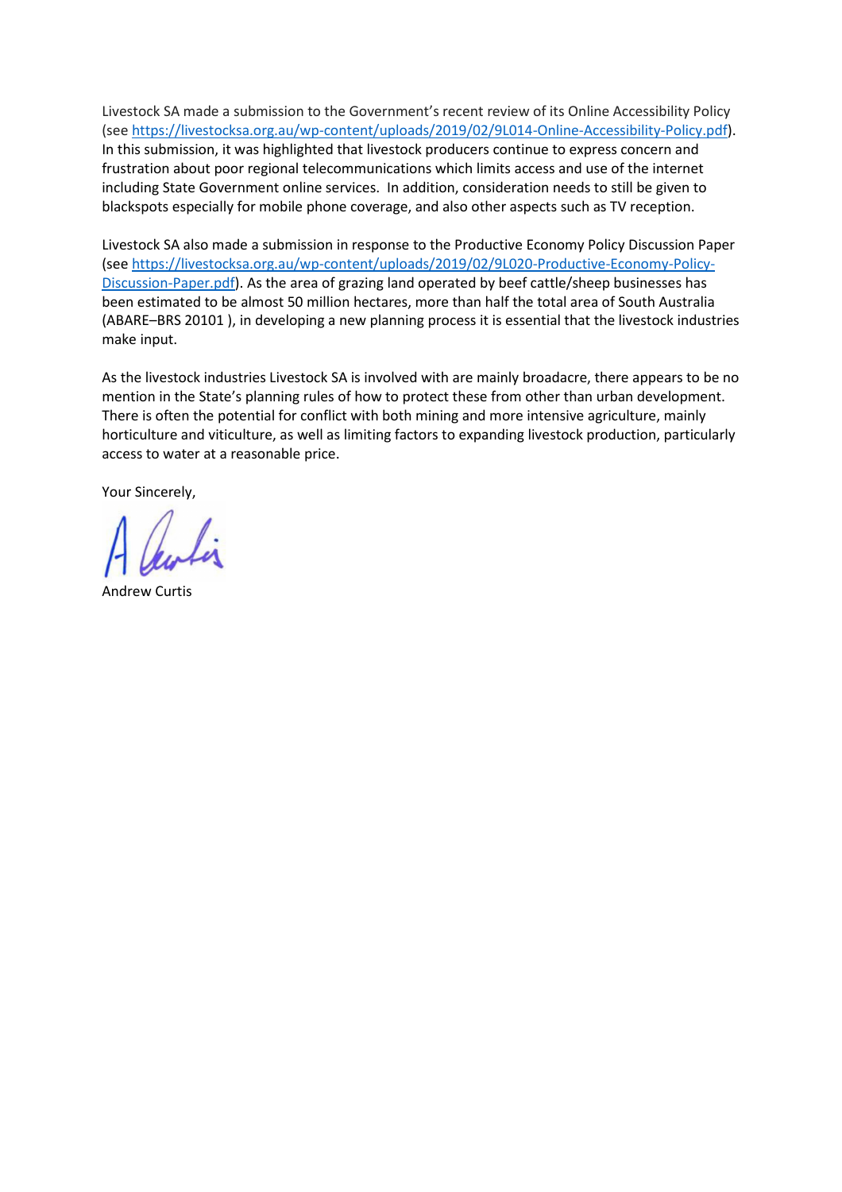Livestock SA made a submission to the Government's recent review of its Online Accessibility Policy (see [https://livestocksa.org.au/wp-content/uploads/2019/02/9L014-Online-Accessibility-Policy.pdf](https://livestocksa.org.au/wp-content/uploads/2019/02/9L014-Online-Accessibility-Policy.pdf)). In this submission, it was highlighted that livestock producers continue to express concern and frustration about poor regional telecommunications which limits access and use of the internet including State Government online services. In addition, consideration needs to still be given to blackspots especially for mobile phone coverage, and also other aspects such as TV reception.

Livestock SA also made a submission in response to the Productive Economy Policy Discussion Paper (see [https://livestocksa.org.au/wp-content/uploads/2019/02/9L020-Productive-Economy-Policy-Discussion-Paper.pdf](https://livestocksa.org.au/wp-content/uploads/2019/02/9L020-Productive-Economy-Policy-Discussion-Paper.pdf)). As the area of grazing land operated by beef cattle/sheep businesses has been estimated to be almost 50 million hectares, more than half the total area of South Australia (ABARE–BRS 20101 ), in developing a new planning process it is essential that the livestock industries make input.

As the livestock industries Livestock SA is involved with are mainly broadacre, there appears to be no mention in the State's planning rules of how to protect these from other than urban development. There is often the potential for conflict with both mining and more intensive agriculture, mainly horticulture and viticulture, as well as limiting factors to expanding livestock production, particularly access to water at a reasonable price.

Your Sincerely,

Andrew Curtis